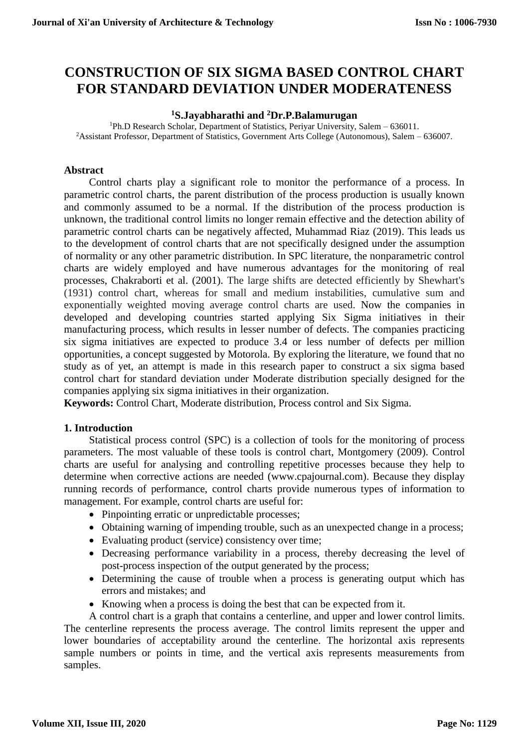# CONSTRUCTION OF SIX SIGMA BASED CONTROL CHART FOR STANDARD DEVIATION UNDER MODERATENESS

**[1]S.Jayabharathi and [2]Dr.P.Balamurugan**

[1]Ph.D Research Scholar, Department of Statistics, Periyar University, Salem – 636011.
[2]Assistant Professor, Department of Statistics, Government Arts College (Autonomous), Salem – 636007.

## Abstract

Control charts play a significant role to monitor the performance of a process. In parametric control charts, the parent distribution of the process production is usually known and commonly assumed to be a normal. If the distribution of the process production is unknown, the traditional control limits no longer remain effective and the detection ability of parametric control charts can be negatively affected, Muhammad Riaz (2019). This leads us to the development of control charts that are not specifically designed under the assumption of normality or any other parametric distribution. In SPC literature, the nonparametric control charts are widely employed and have numerous advantages for the monitoring of real processes, Chakraborti et al. (2001). The large shifts are detected efficiently by Shewhart's (1931) control chart, whereas for small and medium instabilities, cumulative sum and exponentially weighted moving average control charts are used. Now the companies in developed and developing countries started applying Six Sigma initiatives in their manufacturing process, which results in lesser number of defects. The companies practicing six sigma initiatives are expected to produce 3.4 or less number of defects per million opportunities, a concept suggested by Motorola. By exploring the literature, we found that no study as of yet, an attempt is made in this research paper to construct a six sigma based control chart for standard deviation under Moderate distribution specially designed for the companies applying six sigma initiatives in their organization.

**Keywords:** Control Chart, Moderate distribution, Process control and Six Sigma.

## 1. Introduction

Statistical process control (SPC) is a collection of tools for the monitoring of process parameters. The most valuable of these tools is control chart, Montgomery (2009). Control charts are useful for analysing and controlling repetitive processes because they help to determine when corrective actions are needed (www.cpajournal.com). Because they display running records of performance, control charts provide numerous types of information to management. For example, control charts are useful for:

- Pinpointing erratic or unpredictable processes;
- Obtaining warning of impending trouble, such as an unexpected change in a process;
- Evaluating product (service) consistency over time;
- Decreasing performance variability in a process, thereby decreasing the level of post-process inspection of the output generated by the process;
- Determining the cause of trouble when a process is generating output which has errors and mistakes; and
- Knowing when a process is doing the best that can be expected from it.

A control chart is a graph that contains a centerline, and upper and lower control limits. The centerline represents the process average. The control limits represent the upper and lower boundaries of acceptability around the centerline. The horizontal axis represents sample numbers or points in time, and the vertical axis represents measurements from samples.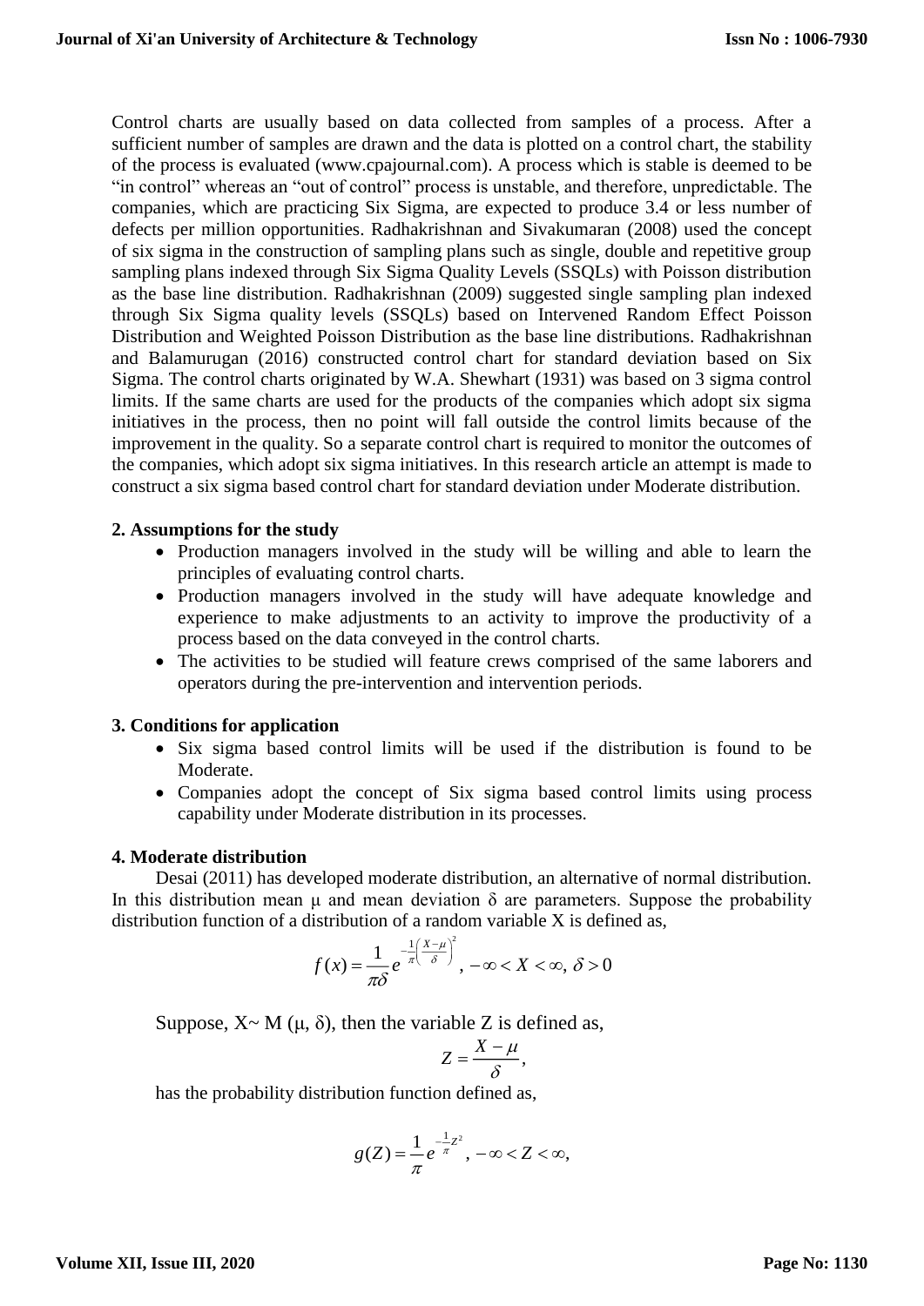Control charts are usually based on data collected from samples of a process. After a sufficient number of samples are drawn and the data is plotted on a control chart, the stability of the process is evaluated (www.cpajournal.com). A process which is stable is deemed to be "in control" whereas an "out of control" process is unstable, and therefore, unpredictable. The companies, which are practicing Six Sigma, are expected to produce 3.4 or less number of defects per million opportunities. Radhakrishnan and Sivakumaran (2008) used the concept of six sigma in the construction of sampling plans such as single, double and repetitive group sampling plans indexed through Six Sigma Quality Levels (SSQLs) with Poisson distribution as the base line distribution. Radhakrishnan (2009) suggested single sampling plan indexed through Six Sigma quality levels (SSQLs) based on Intervened Random Effect Poisson Distribution and Weighted Poisson Distribution as the base line distributions. Radhakrishnan and Balamurugan (2016) constructed control chart for standard deviation based on Six Sigma. The control charts originated by W.A. Shewhart (1931) was based on 3 sigma control limits. If the same charts are used for the products of the companies which adopt six sigma initiatives in the process, then no point will fall outside the control limits because of the improvement in the quality. So a separate control chart is required to monitor the outcomes of the companies, which adopt six sigma initiatives. In this research article an attempt is made to construct a six sigma based control chart for standard deviation under Moderate distribution.

## 2. Assumptions for the study

- Production managers involved in the study will be willing and able to learn the principles of evaluating control charts.
- Production managers involved in the study will have adequate knowledge and experience to make adjustments to an activity to improve the productivity of a process based on the data conveyed in the control charts.
- The activities to be studied will feature crews comprised of the same laborers and operators during the pre-intervention and intervention periods.

## 3. Conditions for application

- Six sigma based control limits will be used if the distribution is found to be Moderate.
- Companies adopt the concept of Six sigma based control limits using process capability under Moderate distribution in its processes.

## 4. Moderate distribution

Desai (2011) has developed moderate distribution, an alternative of normal distribution. In this distribution mean μ and mean deviation δ are parameters. Suppose the probability distribution function of a distribution of a random variable X is defined as,

$$f(x) = \frac{1}{\pi\delta} e^{-\frac{1}{\pi}\left(\frac{X-\mu}{\delta}\right)^2}, \; -\infty < X < \infty, \; \delta > 0$$

Suppose, X~ M (μ, δ), then the variable Z is defined as,

$$Z = \frac{X-\mu}{\delta},$$

has the probability distribution function defined as,

$$g(Z) = \frac{1}{\pi} e^{-\frac{1}{\pi}Z^2}, \; -\infty < Z < \infty,$$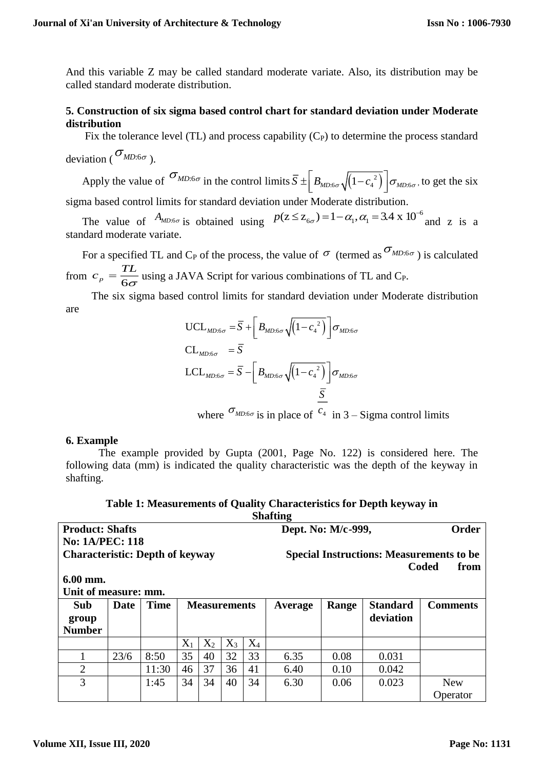And this variable Z may be called standard moderate variate. Also, its distribution may be called standard moderate distribution.

## 5. Construction of six sigma based control chart for standard deviation under Moderate distribution

Fix the tolerance level (TL) and process capability ($C_P$) to determine the process standard deviation ($\sigma_{MD:6\sigma}$).

Apply the value of $\sigma_{MD:6\sigma}$ in the control limits $\bar{S} \pm \left[ B_{MD:6\sigma} \sqrt{\left(1-{c_4}^2\right)} \right] \sigma_{MD:6\sigma}$, to get the six sigma based control limits for standard deviation under Moderate distribution.

The value of $A_{MD:6\sigma}$ is obtained using $p(\text{z} \le \text{z}_{6\sigma}) = 1-\alpha_1, \alpha_1 = 3.4 \text{ x } 10^{-6}$ and z is a standard moderate variate.

For a specified TL and $C_P$ of the process, the value of $\sigma$ (termed as $\sigma_{MD:6\sigma}$) is calculated from $c_p = \dfrac{TL}{6\sigma}$ using a JAVA Script for various combinations of TL and $C_P$.

The six sigma based control limits for standard deviation under Moderate distribution are

$$\text{UCL}_{MD:6\sigma} = \bar{S} + \left[ B_{MD:6\sigma} \sqrt{\left(1-{c_4}^2\right)} \right] \sigma_{MD:6\sigma}$$

$$\text{CL}_{MD:6\sigma} = \bar{S}$$

$$\text{LCL}_{MD:6\sigma} = \bar{S} - \left[ B_{MD:6\sigma} \sqrt{\left(1-{c_4}^2\right)} \right] \sigma_{MD:6\sigma}$$

where $\sigma_{MD:6\sigma}$ is in place of $\dfrac{\bar{S}}{c_4}$ in 3 – Sigma control limits

## 6. Example

The example provided by Gupta (2001, Page No. 122) is considered here. The following data (mm) is indicated the quality characteristic was the depth of the keyway in shafting.

**Table 1: Measurements of Quality Characteristics for Depth keyway in Shafting**

| **Product: Shafts** <br> **No: 1A/PEC: 118** <br> **Characteristic: Depth of keyway** <br> **6.00 mm.** <br> **Unit of measure: mm.** | | | | | | | **Dept. No: M/c-999, Order** <br> **Special Instructions: Measurements to be Coded from** | | | |
|---|---|---|---|---|---|---|---|---|---|---|
| **Sub group Number** | **Date** | **Time** | **Measurements** | | | | **Average** | **Range** | **Standard deviation** | **Comments** |
| | | | $X_1$ | $X_2$ | $X_3$ | $X_4$ | | | | |
| 1 | 23/6 | 8:50 | 35 | 40 | 32 | 33 | 6.35 | 0.08 | 0.031 | |
| 2 | | 11:30 | 46 | 37 | 36 | 41 | 6.40 | 0.10 | 0.042 | |
| 3 | | 1:45 | 34 | 34 | 40 | 34 | 6.30 | 0.06 | 0.023 | New Operator |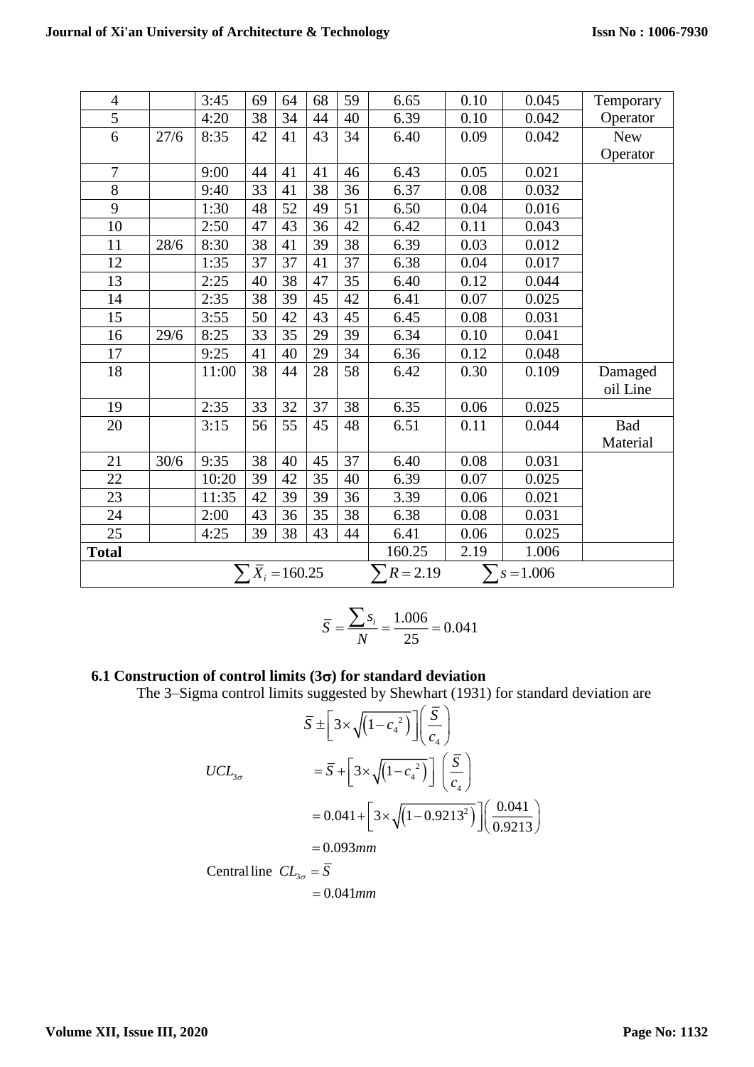| 4 | | 3:45 | 69 | 64 | 68 | 59 | 6.65 | 0.10 | 0.045 | Temporary Operator |
|---|---|---|---|---|---|---|---|---|---|---|
| 5 | | 4:20 | 38 | 34 | 44 | 40 | 6.39 | 0.10 | 0.042 | |
| 6 | 27/6 | 8:35 | 42 | 41 | 43 | 34 | 6.40 | 0.09 | 0.042 | New Operator |
| 7 | | 9:00 | 44 | 41 | 41 | 46 | 6.43 | 0.05 | 0.021 | |
| 8 | | 9:40 | 33 | 41 | 38 | 36 | 6.37 | 0.08 | 0.032 | |
| 9 | | 1:30 | 48 | 52 | 49 | 51 | 6.50 | 0.04 | 0.016 | |
| 10 | | 2:50 | 47 | 43 | 36 | 42 | 6.42 | 0.11 | 0.043 | |
| 11 | 28/6 | 8:30 | 38 | 41 | 39 | 38 | 6.39 | 0.03 | 0.012 | |
| 12 | | 1:35 | 37 | 37 | 41 | 37 | 6.38 | 0.04 | 0.017 | |
| 13 | | 2:25 | 40 | 38 | 47 | 35 | 6.40 | 0.12 | 0.044 | |
| 14 | | 2:35 | 38 | 39 | 45 | 42 | 6.41 | 0.07 | 0.025 | |
| 15 | | 3:55 | 50 | 42 | 43 | 45 | 6.45 | 0.08 | 0.031 | |
| 16 | 29/6 | 8:25 | 33 | 35 | 29 | 39 | 6.34 | 0.10 | 0.041 | |
| 17 | | 9:25 | 41 | 40 | 29 | 34 | 6.36 | 0.12 | 0.048 | |
| 18 | | 11:00 | 38 | 44 | 28 | 58 | 6.42 | 0.30 | 0.109 | Damaged oil Line |
| 19 | | 2:35 | 33 | 32 | 37 | 38 | 6.35 | 0.06 | 0.025 | |
| 20 | | 3:15 | 56 | 55 | 45 | 48 | 6.51 | 0.11 | 0.044 | Bad Material |
| 21 | 30/6 | 9:35 | 38 | 40 | 45 | 37 | 6.40 | 0.08 | 0.031 | |
| 22 | | 10:20 | 39 | 42 | 35 | 40 | 6.39 | 0.07 | 0.025 | |
| 23 | | 11:35 | 42 | 39 | 39 | 36 | 3.39 | 0.06 | 0.021 | |
| 24 | | 2:00 | 43 | 36 | 35 | 38 | 6.38 | 0.08 | 0.031 | |
| 25 | | 4:25 | 39 | 38 | 43 | 44 | 6.41 | 0.06 | 0.025 | |
| **Total** | | | | | | | 160.25 | 2.19 | 1.006 | |
| $\sum \bar{X}_i = 160.25$ | | | | | | | $\sum R = 2.19$ | | $\sum s = 1.006$ | |

$$\bar{S} = \frac{\sum s_i}{N} = \frac{1.006}{25} = 0.041$$

### 6.1 Construction of control limits (3σ) for standard deviation

The 3–Sigma control limits suggested by Shewhart (1931) for standard deviation are

$$\bar{S} \pm \left[3 \times \sqrt{\left(1 - {c_4}^2\right)}\right]\left(\frac{\bar{S}}{c_4}\right)$$

$$UCL_{3\sigma} = \bar{S} + \left[3 \times \sqrt{\left(1 - {c_4}^2\right)}\right]\left(\frac{\bar{S}}{c_4}\right)$$

$$= 0.041 + \left[3 \times \sqrt{\left(1 - 0.9213^2\right)}\right]\left(\frac{0.041}{0.9213}\right)$$

$$= 0.093mm$$

$$\text{Central line } CL_{3\sigma} = \bar{S}$$

$$= 0.041mm$$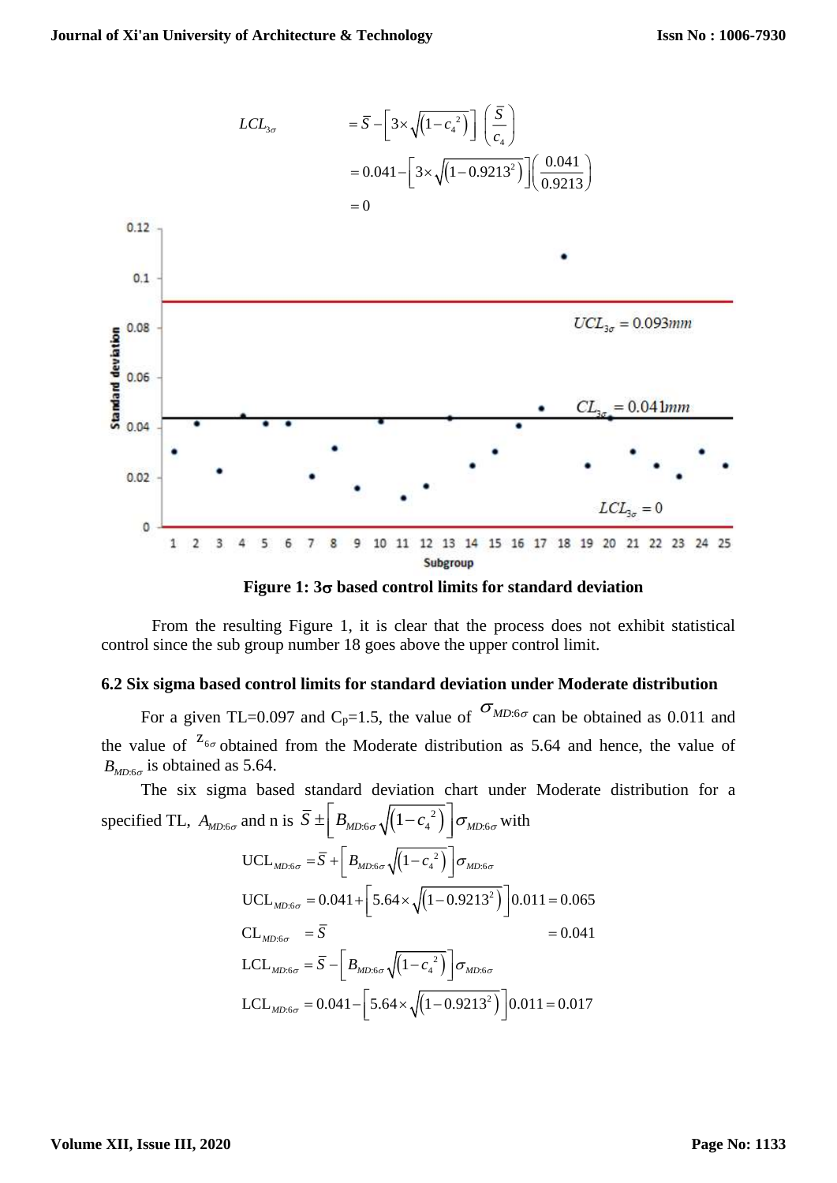$$LCL_{3\sigma} = \bar{S} - \left[3 \times \sqrt{\left(1 - c_4^{\,2}\right)}\right]\left(\frac{\bar{S}}{c_4}\right)$$

$$= 0.041 - \left[3 \times \sqrt{\left(1 - 0.9213^2\right)}\right]\left(\frac{0.041}{0.9213}\right)$$

$$= 0$$

Figure 1: 3σ based control limits for standard deviation

From the resulting Figure 1, it is clear that the process does not exhibit statistical control since the sub group number 18 goes above the upper control limit.

### 6.2 Six sigma based control limits for standard deviation under Moderate distribution

For a given TL=0.097 and $C_p$=1.5, the value of $\sigma_{MD:6\sigma}$ can be obtained as 0.011 and the value of $z_{6\sigma}$ obtained from the Moderate distribution as 5.64 and hence, the value of $B_{MD:6\sigma}$ is obtained as 5.64.

The six sigma based standard deviation chart under Moderate distribution for a specified TL, $A_{MD:6\sigma}$ and n is $\bar{S} \pm \left[B_{MD:6\sigma}\sqrt{\left(1-c_4^{\,2}\right)}\right]\sigma_{MD:6\sigma}$ with

$$\text{UCL}_{MD:6\sigma} = \bar{S} + \left[B_{MD:6\sigma}\sqrt{\left(1-c_4^{\,2}\right)}\right]\sigma_{MD:6\sigma}$$

$$\text{UCL}_{MD:6\sigma} = 0.041 + \left[5.64 \times \sqrt{\left(1 - 0.9213^2\right)}\right]0.011 = 0.065$$

$$\text{CL}_{MD:6\sigma} = \bar{S} = 0.041$$

$$\text{LCL}_{MD:6\sigma} = \bar{S} - \left[B_{MD:6\sigma}\sqrt{\left(1-c_4^{\,2}\right)}\right]\sigma_{MD:6\sigma}$$

$$\text{LCL}_{MD:6\sigma} = 0.041 - \left[5.64 \times \sqrt{\left(1 - 0.9213^2\right)}\right]0.011 = 0.017$$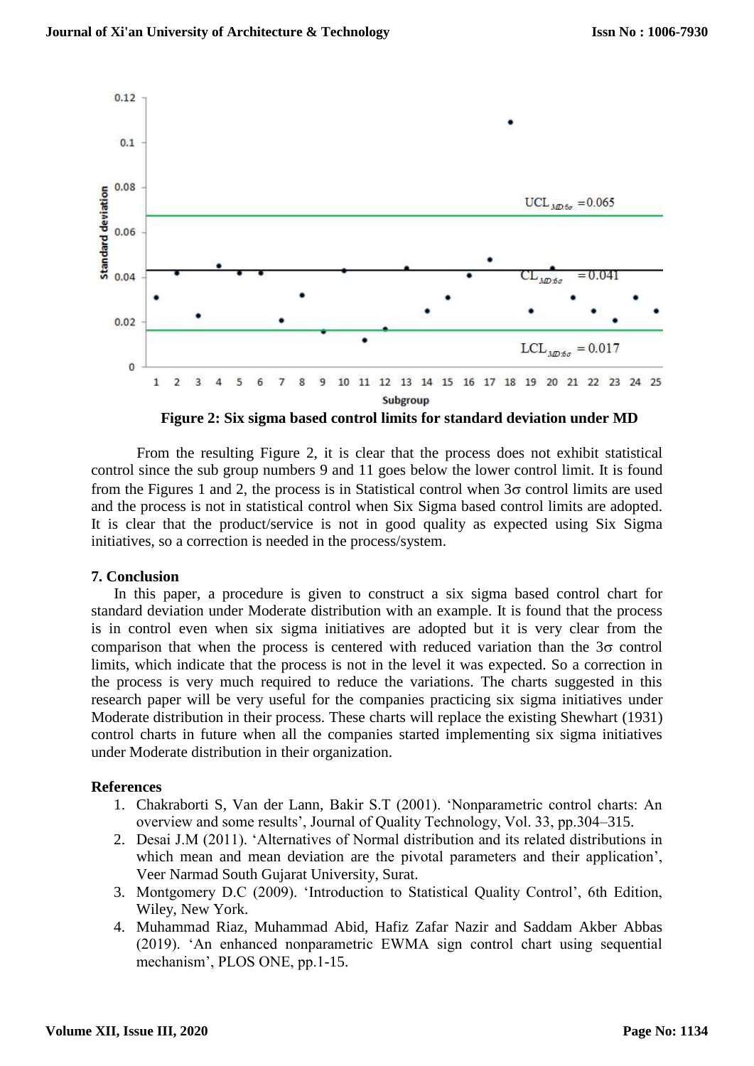**Figure 2: Six sigma based control limits for standard deviation under MD**

From the resulting Figure 2, it is clear that the process does not exhibit statistical control since the sub group numbers 9 and 11 goes below the lower control limit. It is found from the Figures 1 and 2, the process is in Statistical control when $3\sigma$ control limits are used and the process is not in statistical control when Six Sigma based control limits are adopted. It is clear that the product/service is not in good quality as expected using Six Sigma initiatives, so a correction is needed in the process/system.

## 7. Conclusion

In this paper, a procedure is given to construct a six sigma based control chart for standard deviation under Moderate distribution with an example. It is found that the process is in control even when six sigma initiatives are adopted but it is very clear from the comparison that when the process is centered with reduced variation than the $3\sigma$ control limits, which indicate that the process is not in the level it was expected. So a correction in the process is very much required to reduce the variations. The charts suggested in this research paper will be very useful for the companies practicing six sigma initiatives under Moderate distribution in their process. These charts will replace the existing Shewhart (1931) control charts in future when all the companies started implementing six sigma initiatives under Moderate distribution in their organization.

## References

1. Chakraborti S, Van der Lann, Bakir S.T (2001). 'Nonparametric control charts: An overview and some results', Journal of Quality Technology, Vol. 33, pp.304–315.
2. Desai J.M (2011). 'Alternatives of Normal distribution and its related distributions in which mean and mean deviation are the pivotal parameters and their application', Veer Narmad South Gujarat University, Surat.
3. Montgomery D.C (2009). 'Introduction to Statistical Quality Control', 6th Edition, Wiley, New York.
4. Muhammad Riaz, Muhammad Abid, Hafiz Zafar Nazir and Saddam Akber Abbas (2019). 'An enhanced nonparametric EWMA sign control chart using sequential mechanism', PLOS ONE, pp.1-15.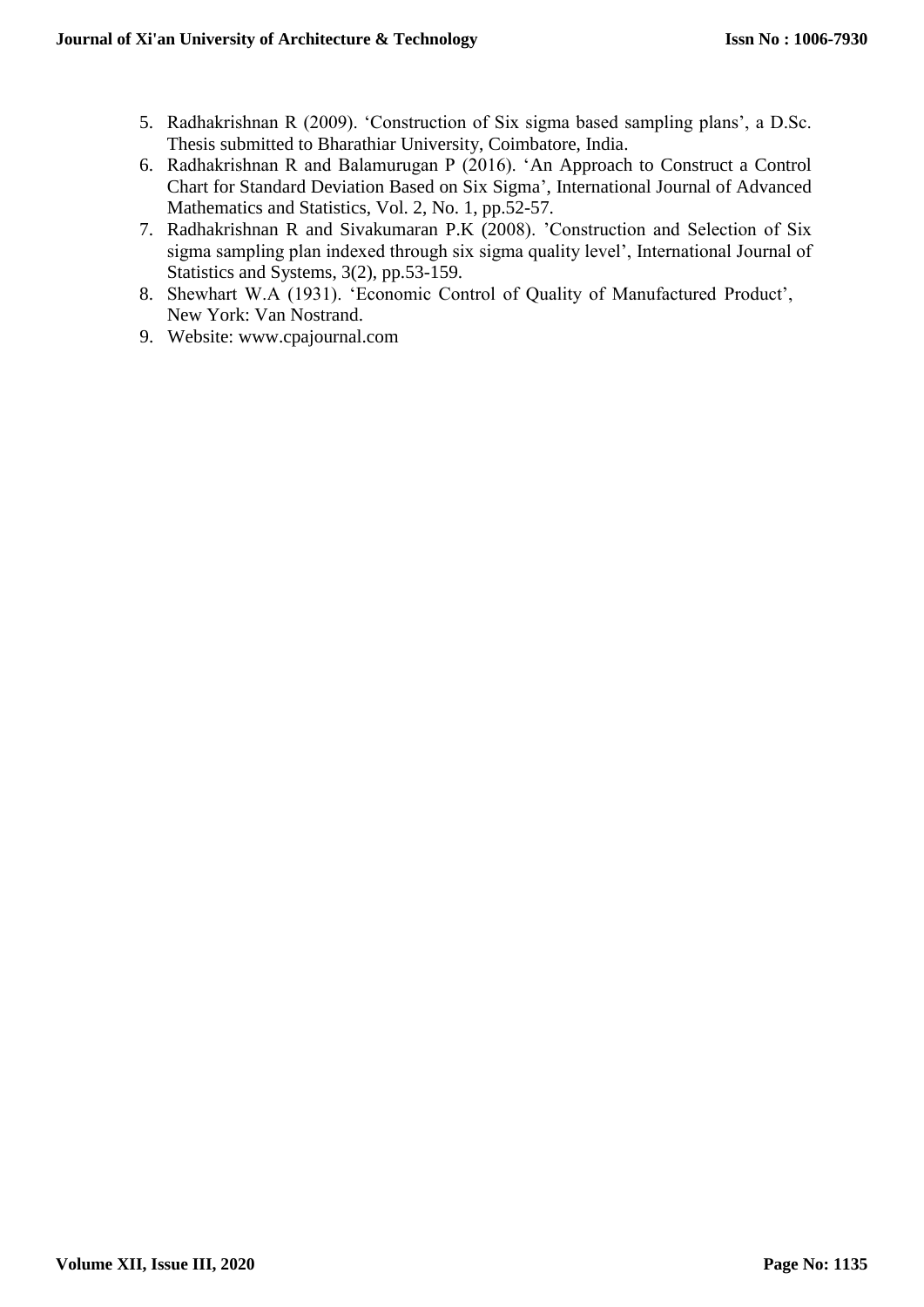5. Radhakrishnan R (2009). 'Construction of Six sigma based sampling plans', a D.Sc. Thesis submitted to Bharathiar University, Coimbatore, India.
6. Radhakrishnan R and Balamurugan P (2016). 'An Approach to Construct a Control Chart for Standard Deviation Based on Six Sigma', International Journal of Advanced Mathematics and Statistics, Vol. 2, No. 1, pp.52-57.
7. Radhakrishnan R and Sivakumaran P.K (2008). 'Construction and Selection of Six sigma sampling plan indexed through six sigma quality level', International Journal of Statistics and Systems, 3(2), pp.53-159.
8. Shewhart W.A (1931). 'Economic Control of Quality of Manufactured Product', New York: Van Nostrand.
9. Website: www.cpajournal.com